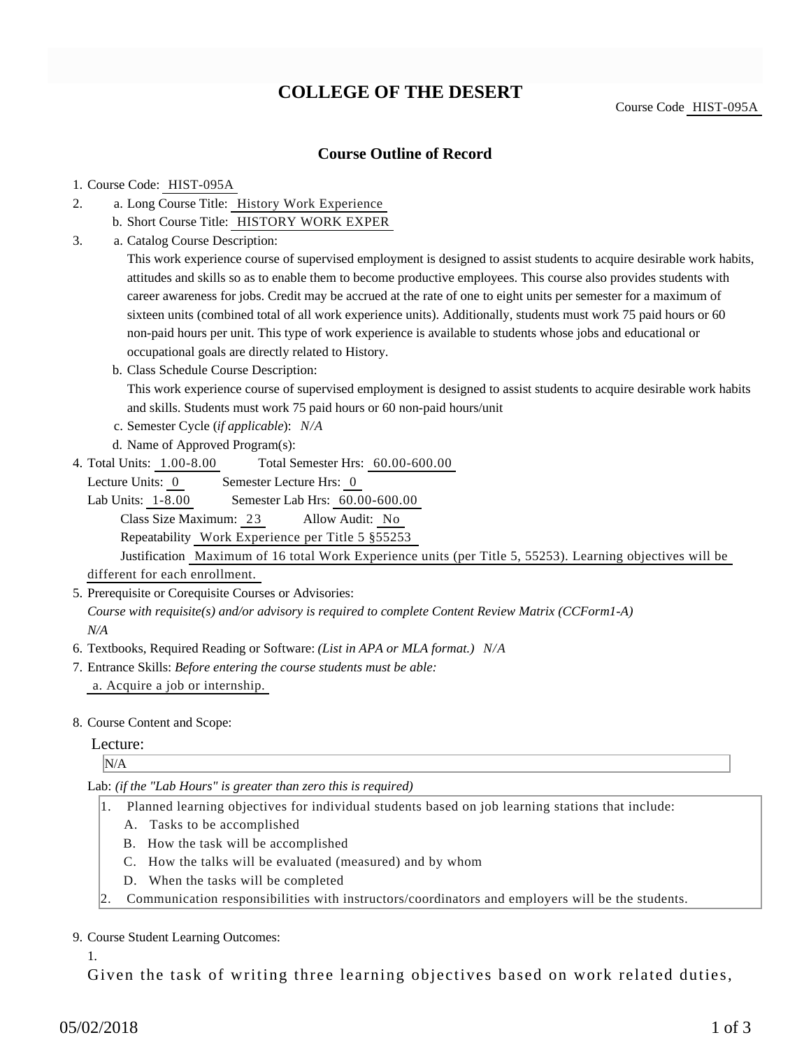# COLLEGE OF THE DESERT

Course Code HIST-095A

## Course Outline of Record

1. Course Code: HIST-095A
2. a. Long Course Title: History Work Experience
   b. Short Course Title: HISTORY WORK EXPER
3. a. Catalog Course Description:

   This work experience course of supervised employment is designed to assist students to acquire desirable work habits, attitudes and skills so as to enable them to become productive employees. This course also provides students with career awareness for jobs. Credit may be accrued at the rate of one to eight units per semester for a maximum of sixteen units (combined total of all work experience units). Additionally, students must work 75 paid hours or 60 non-paid hours per unit. This type of work experience is available to students whose jobs and educational or occupational goals are directly related to History.

   b. Class Schedule Course Description:

   This work experience course of supervised employment is designed to assist students to acquire desirable work habits and skills. Students must work 75 paid hours or 60 non-paid hours/unit

   c. Semester Cycle (*if applicable*): *N/A*

   d. Name of Approved Program(s):

4. Total Units: 1.00-8.00 Total Semester Hrs: 60.00-600.00

   Lecture Units: 0 Semester Lecture Hrs: 0

   Lab Units: 1-8.00 Semester Lab Hrs: 60.00-600.00

   Class Size Maximum: 23 Allow Audit: No

   Repeatability Work Experience per Title 5 §55253

   Justification Maximum of 16 total Work Experience units (per Title 5, 55253). Learning objectives will be different for each enrollment.

5. Prerequisite or Corequisite Courses or Advisories:

   *Course with requisite(s) and/or advisory is required to complete Content Review Matrix (CCForm1-A)*

   *N/A*

6. Textbooks, Required Reading or Software: *(List in APA or MLA format.)* *N/A*
7. Entrance Skills: *Before entering the course students must be able:*

   a. Acquire a job or internship.

8. Course Content and Scope:

   Lecture:

   N/A

   Lab: *(if the "Lab Hours" is greater than zero this is required)*

   1. Planned learning objectives for individual students based on job learning stations that include:
      A. Tasks to be accomplished
      B. How the task will be accomplished
      C. How the talks will be evaluated (measured) and by whom
      D. When the tasks will be completed
   2. Communication responsibilities with instructors/coordinators and employers will be the students.

9. Course Student Learning Outcomes:

   1.

   Given the task of writing three learning objectives based on work related duties,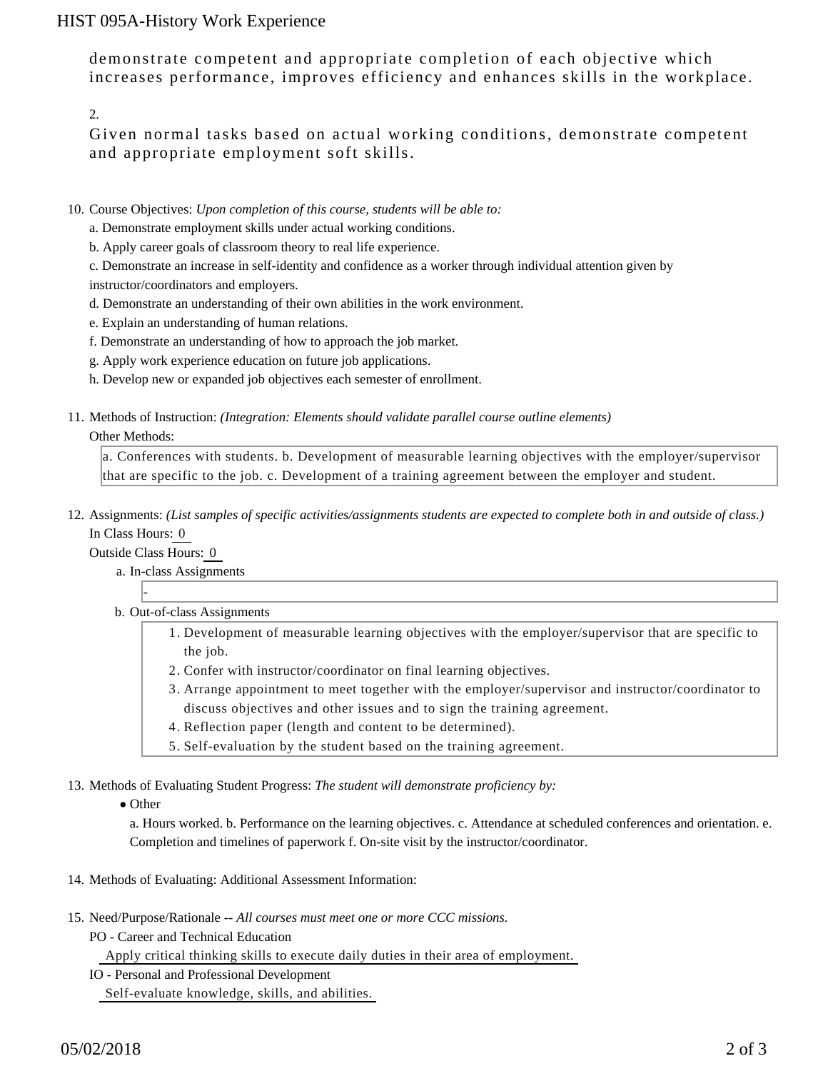demonstrate competent and appropriate completion of each objective which increases performance, improves efficiency and enhances skills in the workplace.

2.

Given normal tasks based on actual working conditions, demonstrate competent and appropriate employment soft skills.

10. Course Objectives: *Upon completion of this course, students will be able to:*
    a. Demonstrate employment skills under actual working conditions.
    b. Apply career goals of classroom theory to real life experience.
    c. Demonstrate an increase in self-identity and confidence as a worker through individual attention given by instructor/coordinators and employers.
    d. Demonstrate an understanding of their own abilities in the work environment.
    e. Explain an understanding of human relations.
    f. Demonstrate an understanding of how to approach the job market.
    g. Apply work experience education on future job applications.
    h. Develop new or expanded job objectives each semester of enrollment.

11. Methods of Instruction: *(Integration: Elements should validate parallel course outline elements)*
    Other Methods:
    a. Conferences with students. b. Development of measurable learning objectives with the employer/supervisor that are specific to the job. c. Development of a training agreement between the employer and student.

12. Assignments: *(List samples of specific activities/assignments students are expected to complete both in and outside of class.)*
    In Class Hours: 0
    Outside Class Hours: 0
    a. In-class Assignments
       -
    b. Out-of-class Assignments
       1. Development of measurable learning objectives with the employer/supervisor that are specific to the job.
       2. Confer with instructor/coordinator on final learning objectives.
       3. Arrange appointment to meet together with the employer/supervisor and instructor/coordinator to discuss objectives and other issues and to sign the training agreement.
       4. Reflection paper (length and content to be determined).
       5. Self-evaluation by the student based on the training agreement.

13. Methods of Evaluating Student Progress: *The student will demonstrate proficiency by:*
    - Other

      a. Hours worked. b. Performance on the learning objectives. c. Attendance at scheduled conferences and orientation. e. Completion and timelines of paperwork f. On-site visit by the instructor/coordinator.

14. Methods of Evaluating: Additional Assessment Information:

15. Need/Purpose/Rationale -- *All courses must meet one or more CCC missions.*
    PO - Career and Technical Education
    Apply critical thinking skills to execute daily duties in their area of employment.
    IO - Personal and Professional Development
    Self-evaluate knowledge, skills, and abilities.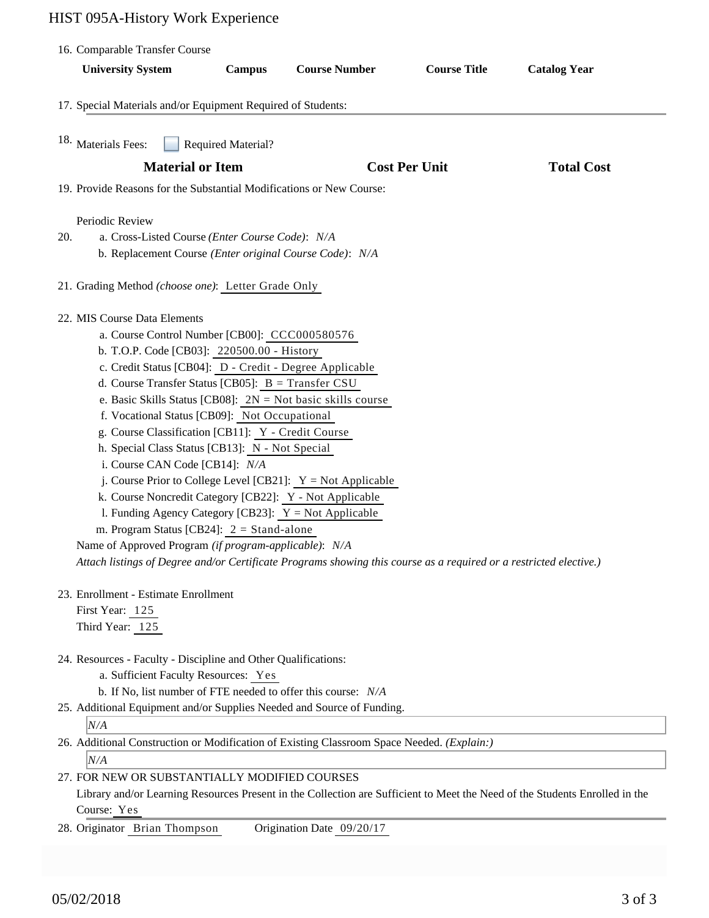HIST 095A-History Work Experience

16. Comparable Transfer Course

| University System | Campus | Course Number | Course Title | Catalog Year |
|---|---|---|---|---|

17. Special Materials and/or Equipment Required of Students:

18. Materials Fees: ☐ Required Material?

| Material or Item | Cost Per Unit | Total Cost |
|---|---|---|

19. Provide Reasons for the Substantial Modifications or New Course:

Periodic Review

20. a. Cross-Listed Course *(Enter Course Code)*: *N/A*
    b. Replacement Course *(Enter original Course Code)*: *N/A*

21. Grading Method *(choose one)*: Letter Grade Only

22. MIS Course Data Elements
    a. Course Control Number [CB00]: CCC000580576
    b. T.O.P. Code [CB03]: 220500.00 - History
    c. Credit Status [CB04]: D - Credit - Degree Applicable
    d. Course Transfer Status [CB05]: B = Transfer CSU
    e. Basic Skills Status [CB08]: 2N = Not basic skills course
    f. Vocational Status [CB09]: Not Occupational
    g. Course Classification [CB11]: Y - Credit Course
    h. Special Class Status [CB13]: N - Not Special
    i. Course CAN Code [CB14]: *N/A*
    j. Course Prior to College Level [CB21]: Y = Not Applicable
    k. Course Noncredit Category [CB22]: Y - Not Applicable
    l. Funding Agency Category [CB23]: Y = Not Applicable
    m. Program Status [CB24]: 2 = Stand-alone

    Name of Approved Program *(if program-applicable)*: *N/A*

    *Attach listings of Degree and/or Certificate Programs showing this course as a required or a restricted elective.)*

23. Enrollment - Estimate Enrollment
    First Year: 125
    Third Year: 125

24. Resources - Faculty - Discipline and Other Qualifications:
    a. Sufficient Faculty Resources: Yes
    b. If No, list number of FTE needed to offer this course: *N/A*

25. Additional Equipment and/or Supplies Needed and Source of Funding.
    *N/A*

26. Additional Construction or Modification of Existing Classroom Space Needed. *(Explain:)*
    *N/A*

27. FOR NEW OR SUBSTANTIALLY MODIFIED COURSES
    Library and/or Learning Resources Present in the Collection are Sufficient to Meet the Need of the Students Enrolled in the Course: Yes

28. Originator Brian Thompson Origination Date 09/20/17

05/02/2018